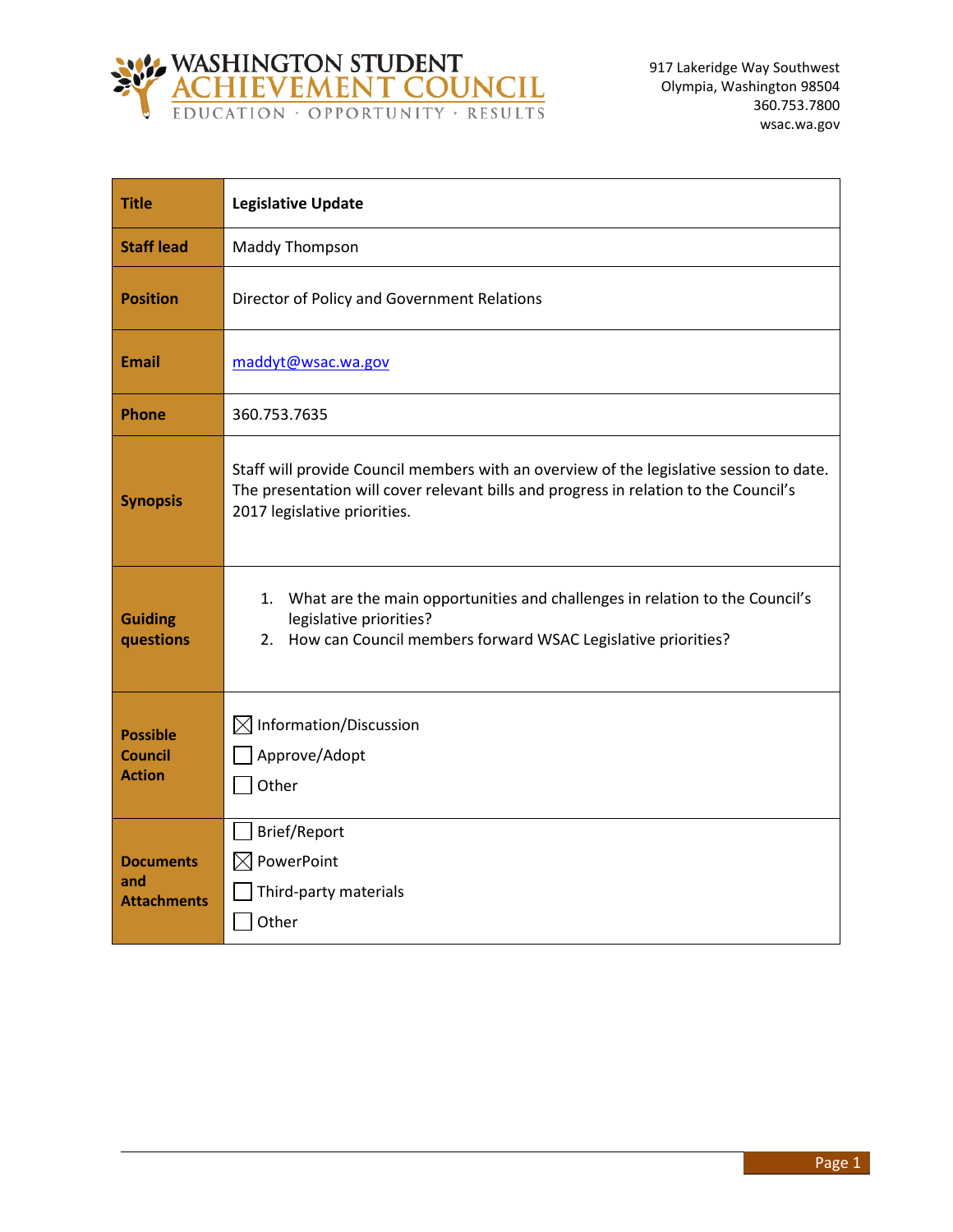# WASHINGTON STUDENT ACHIEVEMENT COUNCIL

EDUCATION · OPPORTUNITY · RESULTS

917 Lakeridge Way Southwest
Olympia, Washington 98504
360.753.7800
wsac.wa.gov

| | |
|---|---|
| **Title** | **Legislative Update** |
| **Staff lead** | Maddy Thompson |
| **Position** | Director of Policy and Government Relations |
| **Email** | maddyt@wsac.wa.gov |
| **Phone** | 360.753.7635 |
| **Synopsis** | Staff will provide Council members with an overview of the legislative session to date. The presentation will cover relevant bills and progress in relation to the Council's 2017 legislative priorities. |
| **Guiding questions** | 1. What are the main opportunities and challenges in relation to the Council's legislative priorities?<br>2. How can Council members forward WSAC Legislative priorities? |
| **Possible Council Action** | ☒ Information/Discussion<br>☐ Approve/Adopt<br>☐ Other |
| **Documents and Attachments** | ☐ Brief/Report<br>☒ PowerPoint<br>☐ Third-party materials<br>☐ Other |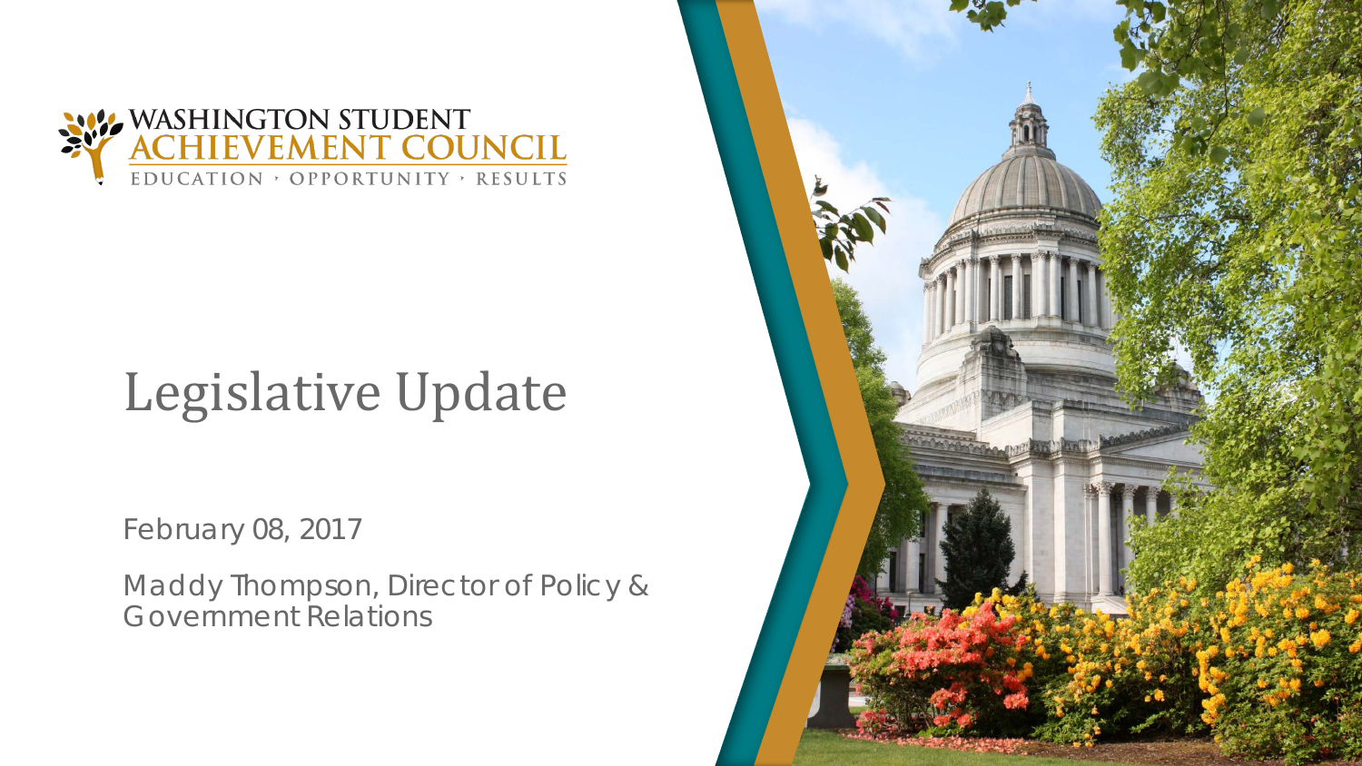WASHINGTON STUDENT
ACHIEVEMENT COUNCIL
EDUCATION · OPPORTUNITY · RESULTS

# Legislative Update

February 08, 2017

Maddy Thompson, Director of Policy & Government Relations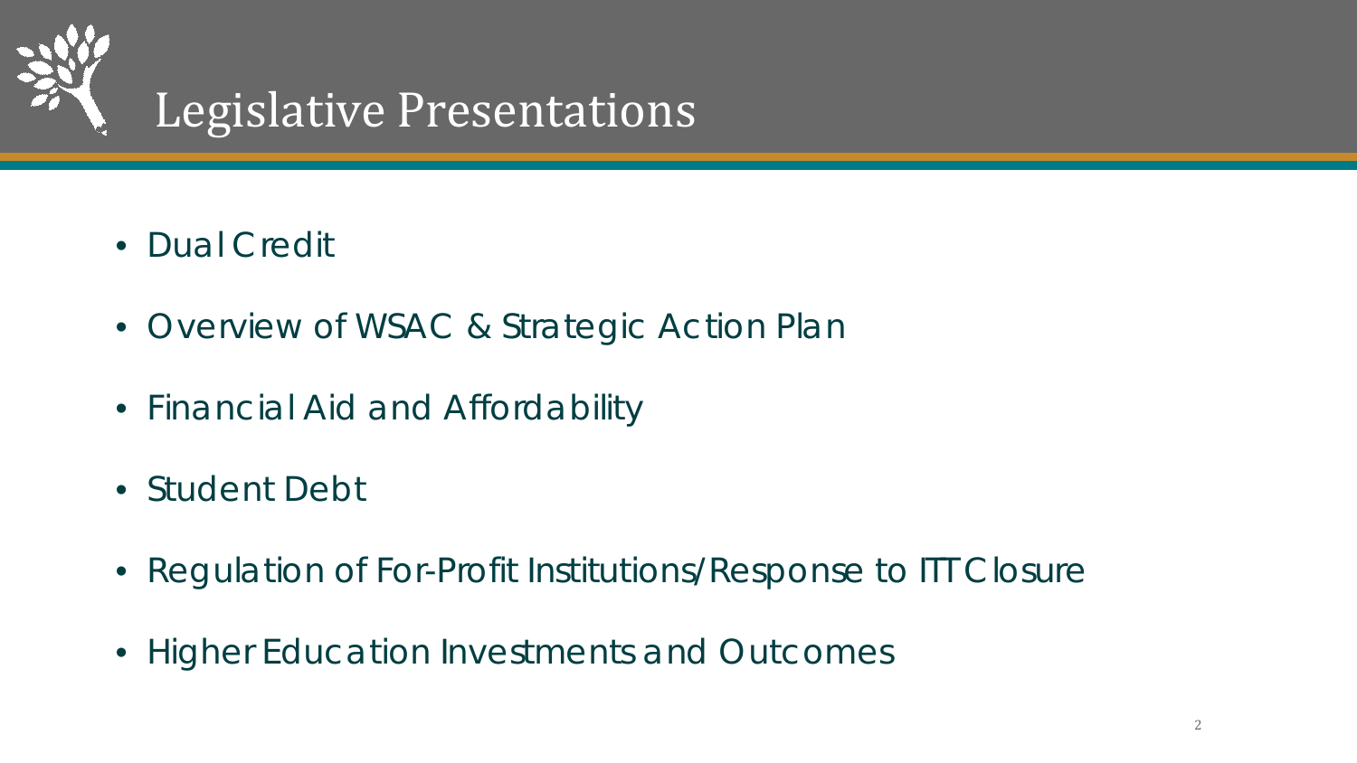# Legislative Presentations

- Dual Credit
- Overview of WSAC & Strategic Action Plan
- Financial Aid and Affordability
- Student Debt
- Regulation of For-Profit Institutions/Response to ITT Closure
- Higher Education Investments and Outcomes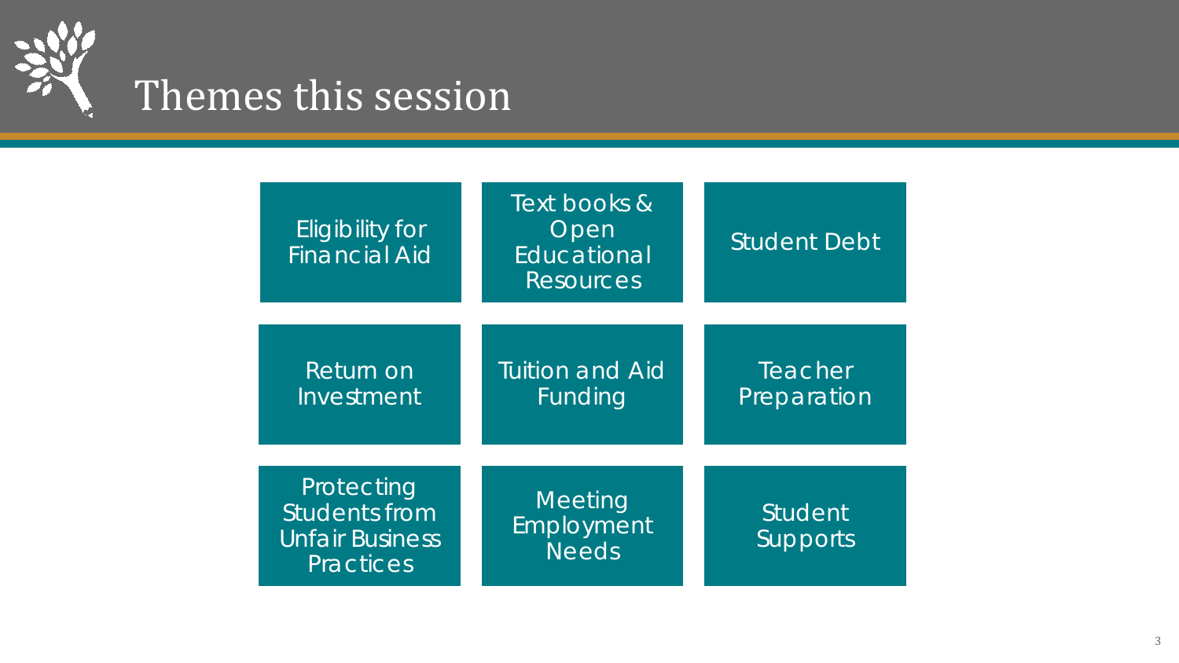# Themes this session

- Eligibility for Financial Aid
- Text books & Open Educational Resources
- Student Debt
- Return on Investment
- Tuition and Aid Funding
- Teacher Preparation
- Protecting Students from Unfair Business Practices
- Meeting Employment Needs
- Student Supports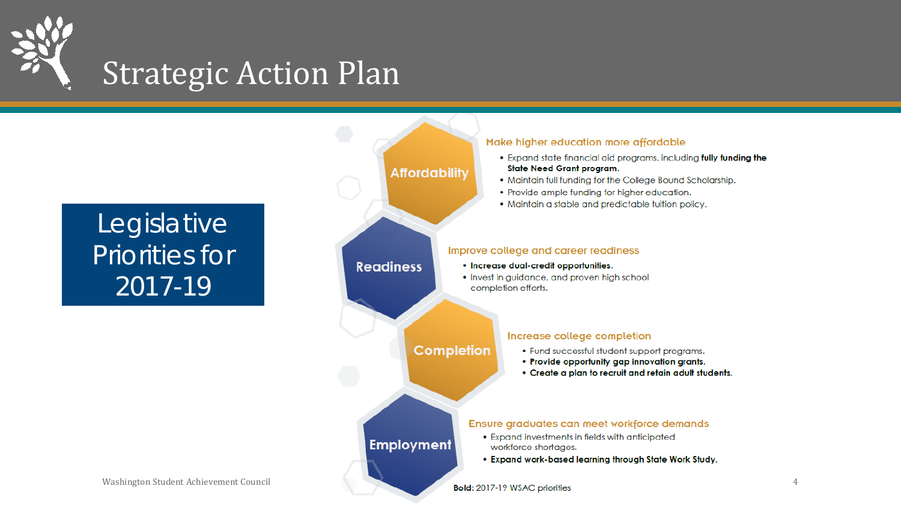# Strategic Action Plan

## Legislative Priorities for 2017-19

### Affordability

**Make higher education more affordable**

- Expand state financial aid programs, including **fully funding the State Need Grant program.**
- Maintain full funding for the College Bound Scholarship.
- Provide ample funding for higher education.
- Maintain a stable and predictable tuition policy.

### Readiness

**Improve college and career readiness**

- **Increase dual-credit opportunities.**
- Invest in guidance, and proven high school completion efforts.

### Completion

**Increase college completion**

- Fund successful student support programs.
- **Provide opportunity gap innovation grants.**
- **Create a plan to recruit and retain adult students.**

### Employment

**Ensure graduates can meet workforce demands**

- Expand investments in fields with anticipated workforce shortages.
- **Expand work-based learning through State Work Study.**

**Bold:** 2017-19 WSAC priorities

Washington Student Achievement Council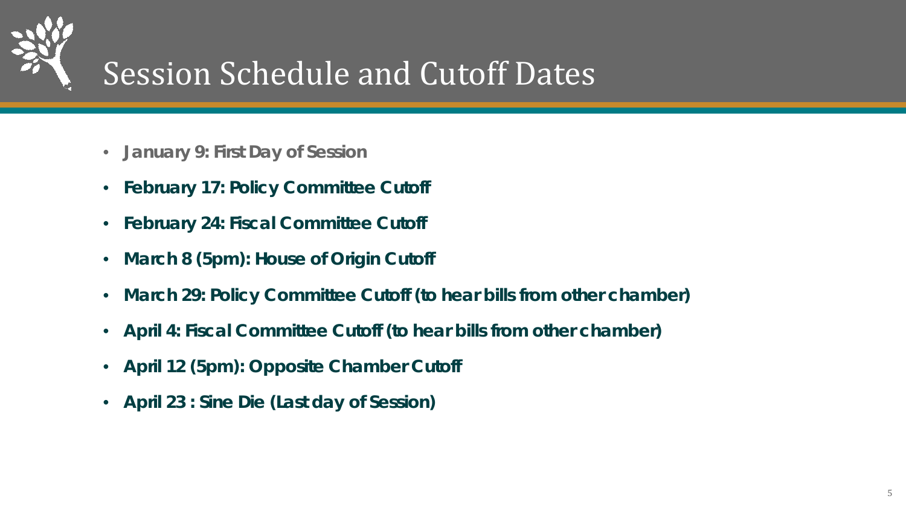# Session Schedule and Cutoff Dates

- **January 9: First Day of Session**
- **February 17: Policy Committee Cutoff**
- **February 24: Fiscal Committee Cutoff**
- **March 8 (5pm): House of Origin Cutoff**
- **March 29: Policy Committee Cutoff (to hear bills from other chamber)**
- **April 4: Fiscal Committee Cutoff (to hear bills from other chamber)**
- **April 12 (5pm): Opposite Chamber Cutoff**
- **April 23 : Sine Die (Last day of Session)**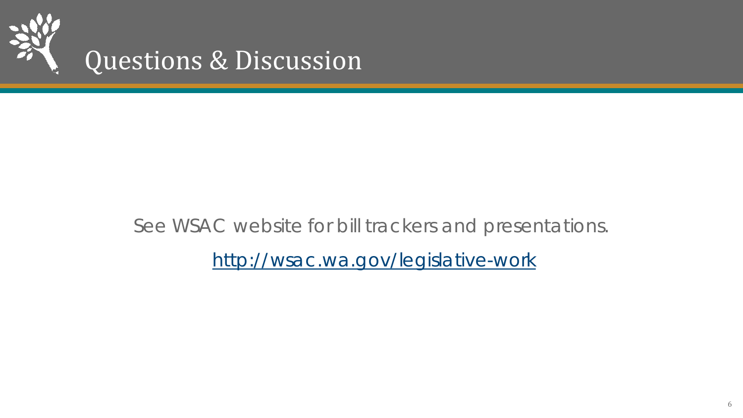# Questions & Discussion

See WSAC website for bill trackers and presentations.

[http://wsac.wa.gov/legislative-work](http://wsac.wa.gov/legislative-work)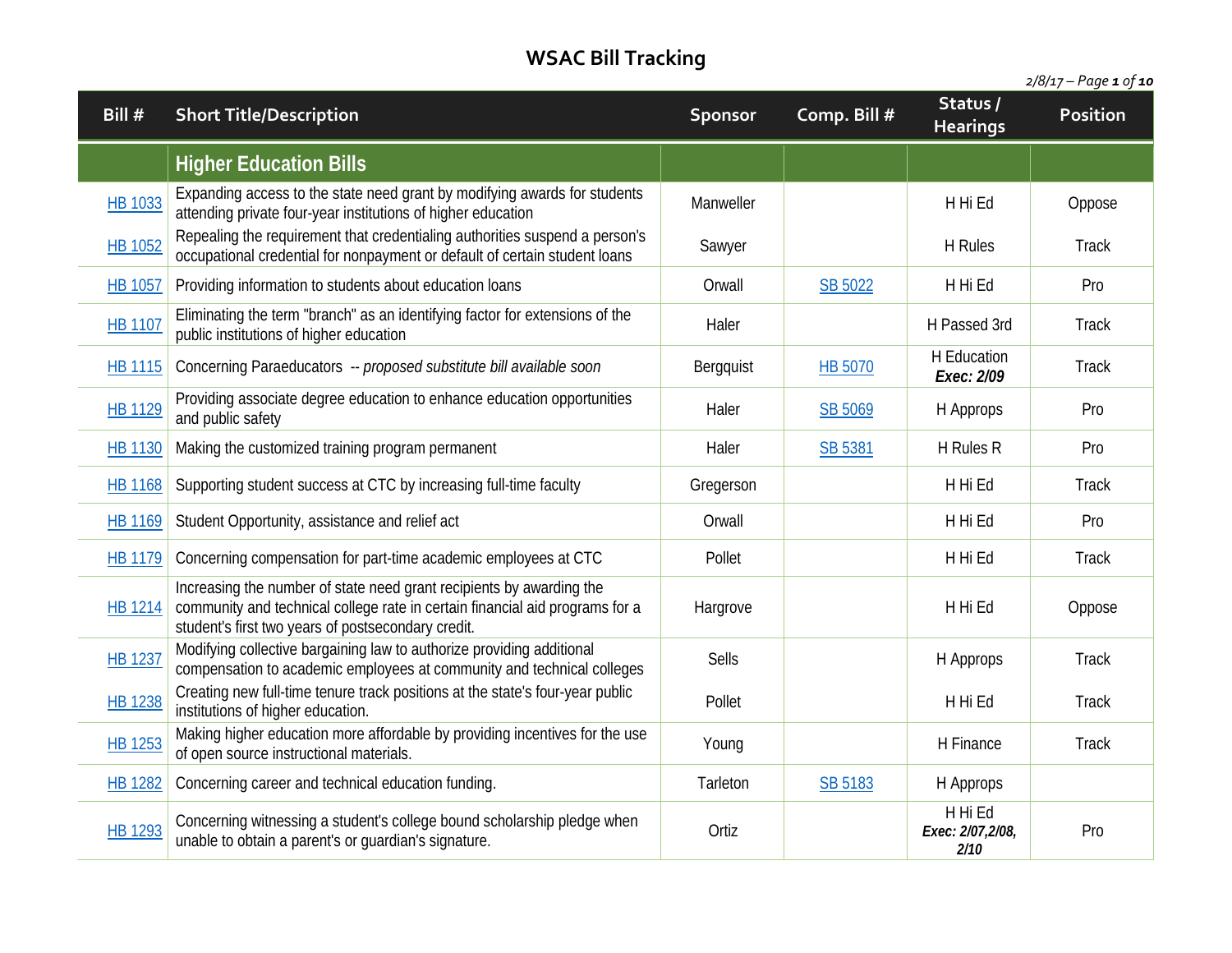# WSAC Bill Tracking

*2/8/17*

| Bill # | Short Title/Description | Sponsor | Comp. Bill # | Status / Hearings | Position |
|---|---|---|---|---|---|
| | **Higher Education Bills** | | | | |
| HB 1033 | Expanding access to the state need grant by modifying awards for students attending private four-year institutions of higher education | Manweller | | H Hi Ed | Oppose |
| HB 1052 | Repealing the requirement that credentialing authorities suspend a person's occupational credential for nonpayment or default of certain student loans | Sawyer | | H Rules | Track |
| HB 1057 | Providing information to students about education loans | Orwall | SB 5022 | H Hi Ed | Pro |
| HB 1107 | Eliminating the term "branch" as an identifying factor for extensions of the public institutions of higher education | Haler | | H Passed 3rd | Track |
| HB 1115 | Concerning Paraeducators -- *proposed substitute bill available soon* | Bergquist | HB 5070 | H Education ***Exec: 2/09*** | Track |
| HB 1129 | Providing associate degree education to enhance education opportunities and public safety | Haler | SB 5069 | H Approps | Pro |
| HB 1130 | Making the customized training program permanent | Haler | SB 5381 | H Rules R | Pro |
| HB 1168 | Supporting student success at CTC by increasing full-time faculty | Gregerson | | H Hi Ed | Track |
| HB 1169 | Student Opportunity, assistance and relief act | Orwall | | H Hi Ed | Pro |
| HB 1179 | Concerning compensation for part-time academic employees at CTC | Pollet | | H Hi Ed | Track |
| HB 1214 | Increasing the number of state need grant recipients by awarding the community and technical college rate in certain financial aid programs for a student's first two years of postsecondary credit. | Hargrove | | H Hi Ed | Oppose |
| HB 1237 | Modifying collective bargaining law to authorize providing additional compensation to academic employees at community and technical colleges | Sells | | H Approps | Track |
| HB 1238 | Creating new full-time tenure track positions at the state's four-year public institutions of higher education. | Pollet | | H Hi Ed | Track |
| HB 1253 | Making higher education more affordable by providing incentives for the use of open source instructional materials. | Young | | H Finance | Track |
| HB 1282 | Concerning career and technical education funding. | Tarleton | SB 5183 | H Approps | |
| HB 1293 | Concerning witnessing a student's college bound scholarship pledge when unable to obtain a parent's or guardian's signature. | Ortiz | | H Hi Ed ***Exec: 2/07,2/08, 2/10*** | Pro |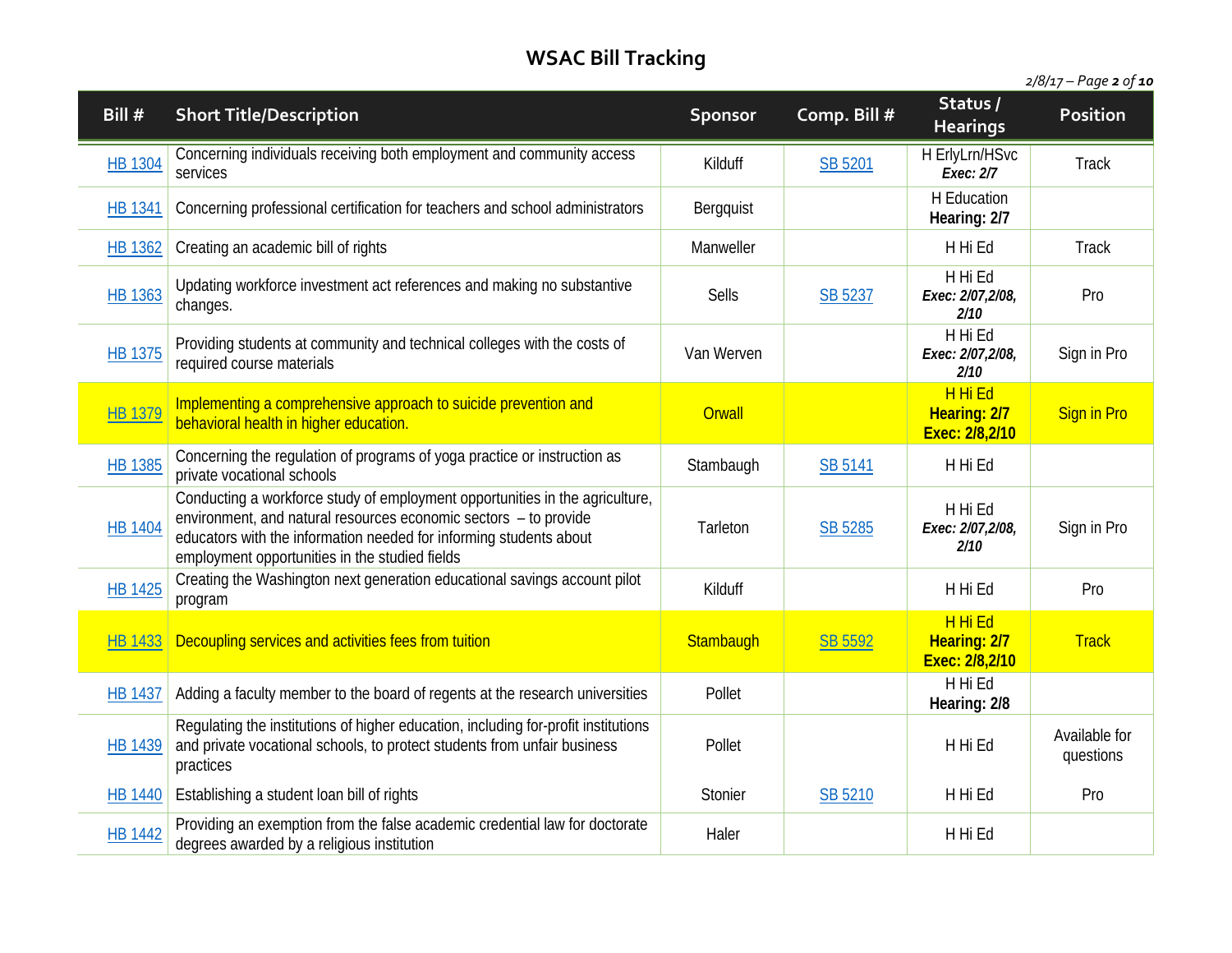# WSAC Bill Tracking

*2/8/17*

| Bill # | Short Title/Description | Sponsor | Comp. Bill # | Status / Hearings | Position |
|---|---|---|---|---|---|
| HB 1304 | Concerning individuals receiving both employment and community access services | Kilduff | SB 5201 | H ErlyLrn/HSvc ***Exec: 2/7*** | Track |
| HB 1341 | Concerning professional certification for teachers and school administrators | Bergquist | | H Education **Hearing: 2/7** | |
| HB 1362 | Creating an academic bill of rights | Manweller | | H Hi Ed | Track |
| HB 1363 | Updating workforce investment act references and making no substantive changes. | Sells | SB 5237 | H Hi Ed ***Exec: 2/07,2/08, 2/10*** | Pro |
| HB 1375 | Providing students at community and technical colleges with the costs of required course materials | Van Werven | | H Hi Ed ***Exec: 2/07,2/08, 2/10*** | Sign in Pro |
| HB 1379 | Implementing a comprehensive approach to suicide prevention and behavioral health in higher education. | Orwall | | H Hi Ed **Hearing: 2/7 Exec: 2/8,2/10** | Sign in Pro |
| HB 1385 | Concerning the regulation of programs of yoga practice or instruction as private vocational schools | Stambaugh | SB 5141 | H Hi Ed | |
| HB 1404 | Conducting a workforce study of employment opportunities in the agriculture, environment, and natural resources economic sectors – to provide educators with the information needed for informing students about employment opportunities in the studied fields | Tarleton | SB 5285 | H Hi Ed ***Exec: 2/07,2/08, 2/10*** | Sign in Pro |
| HB 1425 | Creating the Washington next generation educational savings account pilot program | Kilduff | | H Hi Ed | Pro |
| HB 1433 | Decoupling services and activities fees from tuition | Stambaugh | SB 5592 | H Hi Ed **Hearing: 2/7 Exec: 2/8,2/10** | Track |
| HB 1437 | Adding a faculty member to the board of regents at the research universities | Pollet | | H Hi Ed **Hearing: 2/8** | |
| HB 1439 | Regulating the institutions of higher education, including for-profit institutions and private vocational schools, to protect students from unfair business practices | Pollet | | H Hi Ed | Available for questions |
| HB 1440 | Establishing a student loan bill of rights | Stonier | SB 5210 | H Hi Ed | Pro |
| HB 1442 | Providing an exemption from the false academic credential law for doctorate degrees awarded by a religious institution | Haler | | H Hi Ed | |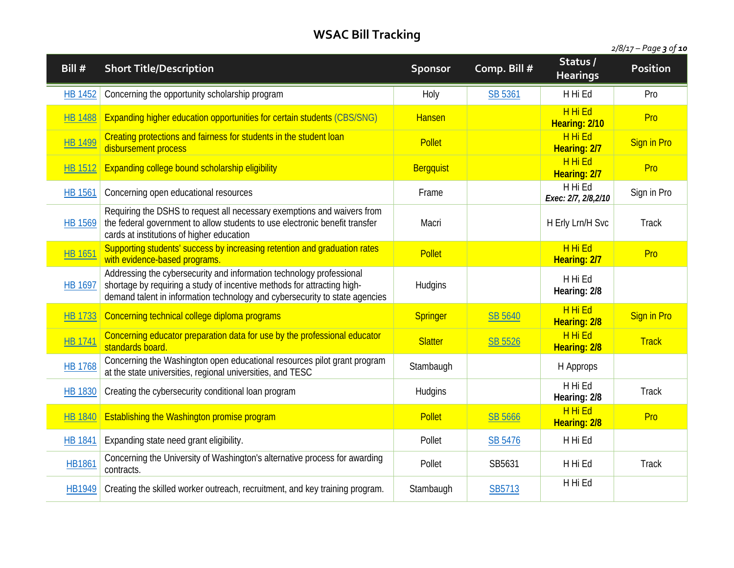# WSAC Bill Tracking

*2/8/17*

| Bill # | Short Title/Description | Sponsor | Comp. Bill # | Status / Hearings | Position |
|---|---|---|---|---|---|
| HB 1452 | Concerning the opportunity scholarship program | Holy | SB 5361 | H Hi Ed | Pro |
| HB 1488 | Expanding higher education opportunities for certain students (CBS/SNG) | Hansen | | H Hi Ed **Hearing: 2/10** | Pro |
| HB 1499 | Creating protections and fairness for students in the student loan disbursement process | Pollet | | H Hi Ed **Hearing: 2/7** | Sign in Pro |
| HB 1512 | Expanding college bound scholarship eligibility | Bergquist | | H Hi Ed **Hearing: 2/7** | Pro |
| HB 1561 | Concerning open educational resources | Frame | | H Hi Ed ***Exec: 2/7, 2/8,2/10*** | Sign in Pro |
| HB 1569 | Requiring the DSHS to request all necessary exemptions and waivers from the federal government to allow students to use electronic benefit transfer cards at institutions of higher education | Macri | | H Erly Lrn/H Svc | Track |
| HB 1651 | Supporting students' success by increasing retention and graduation rates with evidence-based programs. | Pollet | | H Hi Ed **Hearing: 2/7** | Pro |
| HB 1697 | Addressing the cybersecurity and information technology professional shortage by requiring a study of incentive methods for attracting high-demand talent in information technology and cybersecurity to state agencies | Hudgins | | H Hi Ed **Hearing: 2/8** | |
| HB 1733 | Concerning technical college diploma programs | Springer | SB 5640 | H Hi Ed **Hearing: 2/8** | Sign in Pro |
| HB 1741 | Concerning educator preparation data for use by the professional educator standards board. | Slatter | SB 5526 | H Hi Ed **Hearing: 2/8** | Track |
| HB 1768 | Concerning the Washington open educational resources pilot grant program at the state universities, regional universities, and TESC | Stambaugh | | H Approps | |
| HB 1830 | Creating the cybersecurity conditional loan program | Hudgins | | H Hi Ed **Hearing: 2/8** | Track |
| HB 1840 | Establishing the Washington promise program | Pollet | SB 5666 | H Hi Ed **Hearing: 2/8** | Pro |
| HB 1841 | Expanding state need grant eligibility. | Pollet | SB 5476 | H Hi Ed | |
| HB1861 | Concerning the University of Washington's alternative process for awarding contracts. | Pollet | SB5631 | H Hi Ed | Track |
| HB1949 | Creating the skilled worker outreach, recruitment, and key training program. | Stambaugh | SB5713 | H Hi Ed | |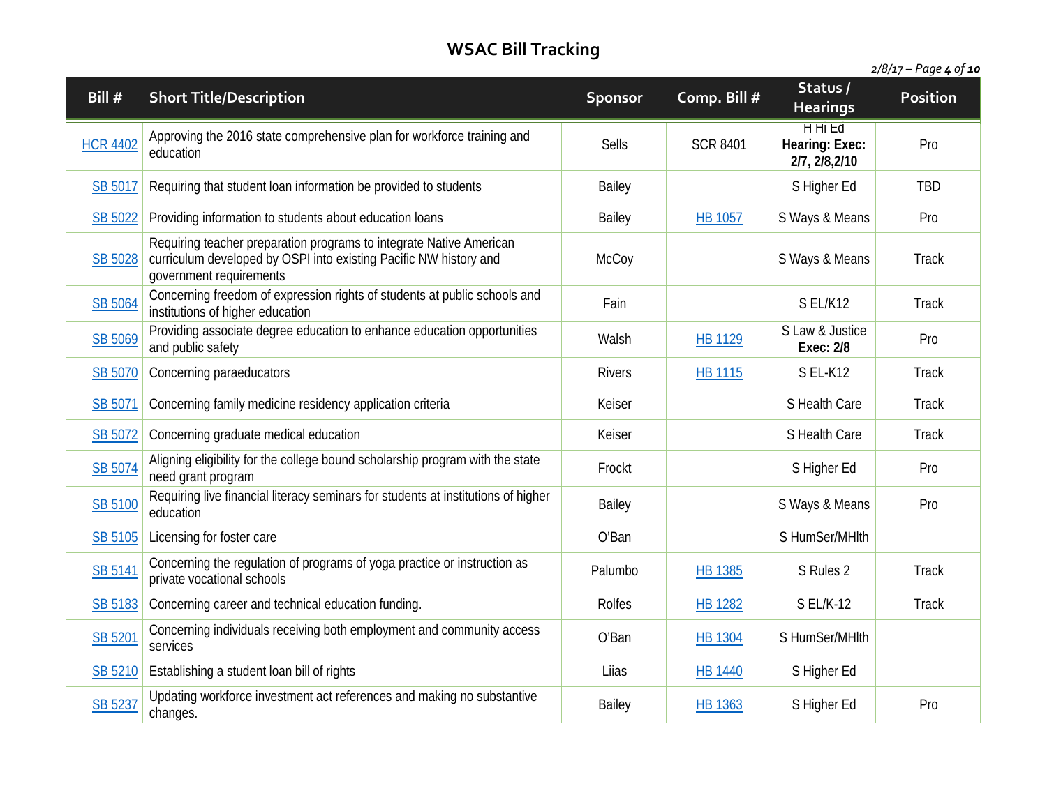# WSAC Bill Tracking

| Bill # | Short Title/Description | Sponsor | Comp. Bill # | Status / Hearings | Position |
|---|---|---|---|---|---|
| HCR 4402 | Approving the 2016 state comprehensive plan for workforce training and education | Sells | SCR 8401 | H Hi Ed **Hearing: Exec: 2/7, 2/8,2/10** | Pro |
| SB 5017 | Requiring that student loan information be provided to students | Bailey | | S Higher Ed | TBD |
| SB 5022 | Providing information to students about education loans | Bailey | HB 1057 | S Ways & Means | Pro |
| SB 5028 | Requiring teacher preparation programs to integrate Native American curriculum developed by OSPI into existing Pacific NW history and government requirements | McCoy | | S Ways & Means | Track |
| SB 5064 | Concerning freedom of expression rights of students at public schools and institutions of higher education | Fain | | S EL/K12 | Track |
| SB 5069 | Providing associate degree education to enhance education opportunities and public safety | Walsh | HB 1129 | S Law & Justice **Exec: 2/8** | Pro |
| SB 5070 | Concerning paraeducators | Rivers | HB 1115 | S EL-K12 | Track |
| SB 5071 | Concerning family medicine residency application criteria | Keiser | | S Health Care | Track |
| SB 5072 | Concerning graduate medical education | Keiser | | S Health Care | Track |
| SB 5074 | Aligning eligibility for the college bound scholarship program with the state need grant program | Frockt | | S Higher Ed | Pro |
| SB 5100 | Requiring live financial literacy seminars for students at institutions of higher education | Bailey | | S Ways & Means | Pro |
| SB 5105 | Licensing for foster care | O'Ban | | S HumSer/MHlth | |
| SB 5141 | Concerning the regulation of programs of yoga practice or instruction as private vocational schools | Palumbo | HB 1385 | S Rules 2 | Track |
| SB 5183 | Concerning career and technical education funding. | Rolfes | HB 1282 | S EL/K-12 | Track |
| SB 5201 | Concerning individuals receiving both employment and community access services | O'Ban | HB 1304 | S HumSer/MHlth | |
| SB 5210 | Establishing a student loan bill of rights | Liias | HB 1440 | S Higher Ed | |
| SB 5237 | Updating workforce investment act references and making no substantive changes. | Bailey | HB 1363 | S Higher Ed | Pro |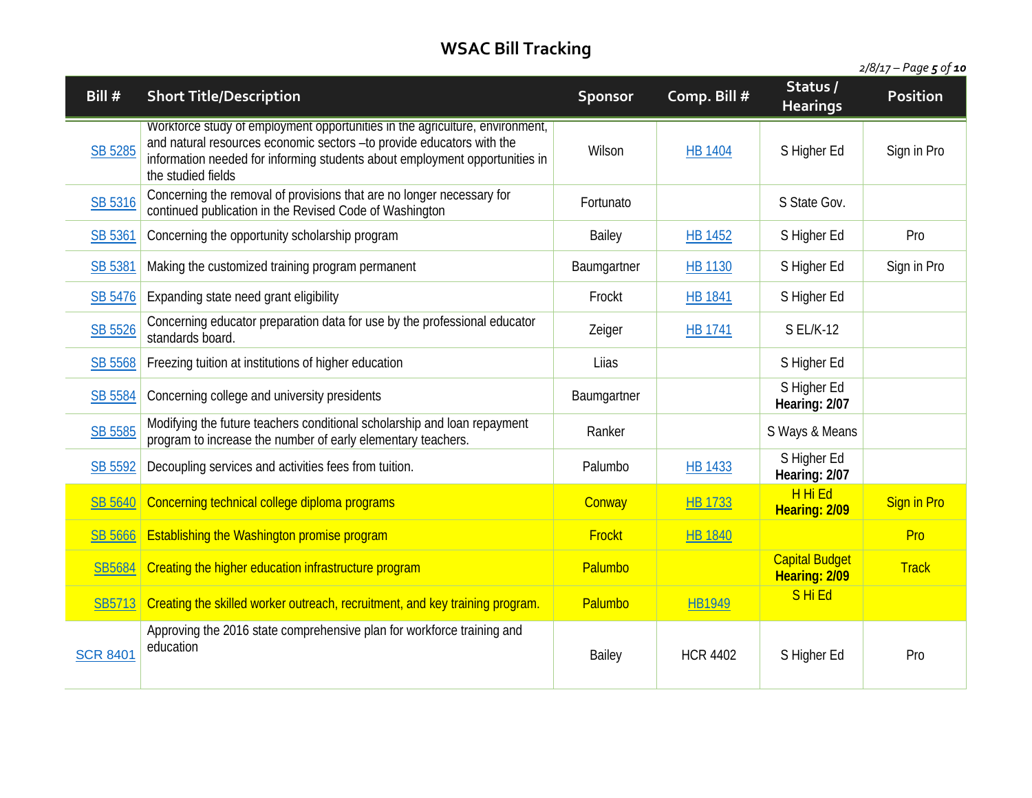# WSAC Bill Tracking

| Bill # | Short Title/Description | Sponsor | Comp. Bill # | Status / Hearings | Position |
|---|---|---|---|---|---|
| SB 5285 | Workforce study of employment opportunities in the agriculture, environment, and natural resources economic sectors –to provide educators with the information needed for informing students about employment opportunities in the studied fields | Wilson | HB 1404 | S Higher Ed | Sign in Pro |
| SB 5316 | Concerning the removal of provisions that are no longer necessary for continued publication in the Revised Code of Washington | Fortunato | | S State Gov. | |
| SB 5361 | Concerning the opportunity scholarship program | Bailey | HB 1452 | S Higher Ed | Pro |
| SB 5381 | Making the customized training program permanent | Baumgartner | HB 1130 | S Higher Ed | Sign in Pro |
| SB 5476 | Expanding state need grant eligibility | Frockt | HB 1841 | S Higher Ed | |
| SB 5526 | Concerning educator preparation data for use by the professional educator standards board. | Zeiger | HB 1741 | S EL/K-12 | |
| SB 5568 | Freezing tuition at institutions of higher education | Liias | | S Higher Ed | |
| SB 5584 | Concerning college and university presidents | Baumgartner | | S Higher Ed **Hearing: 2/07** | |
| SB 5585 | Modifying the future teachers conditional scholarship and loan repayment program to increase the number of early elementary teachers. | Ranker | | S Ways & Means | |
| SB 5592 | Decoupling services and activities fees from tuition. | Palumbo | HB 1433 | S Higher Ed **Hearing: 2/07** | |
| SB 5640 | Concerning technical college diploma programs | Conway | HB 1733 | H Hi Ed **Hearing: 2/09** | Sign in Pro |
| SB 5666 | Establishing the Washington promise program | Frockt | HB 1840 | | Pro |
| SB5684 | Creating the higher education infrastructure program | Palumbo | | Capital Budget **Hearing: 2/09** | Track |
| SB5713 | Creating the skilled worker outreach, recruitment, and key training program. | Palumbo | HB1949 | S Hi Ed | |
| SCR 8401 | Approving the 2016 state comprehensive plan for workforce training and education | Bailey | HCR 4402 | S Higher Ed | Pro |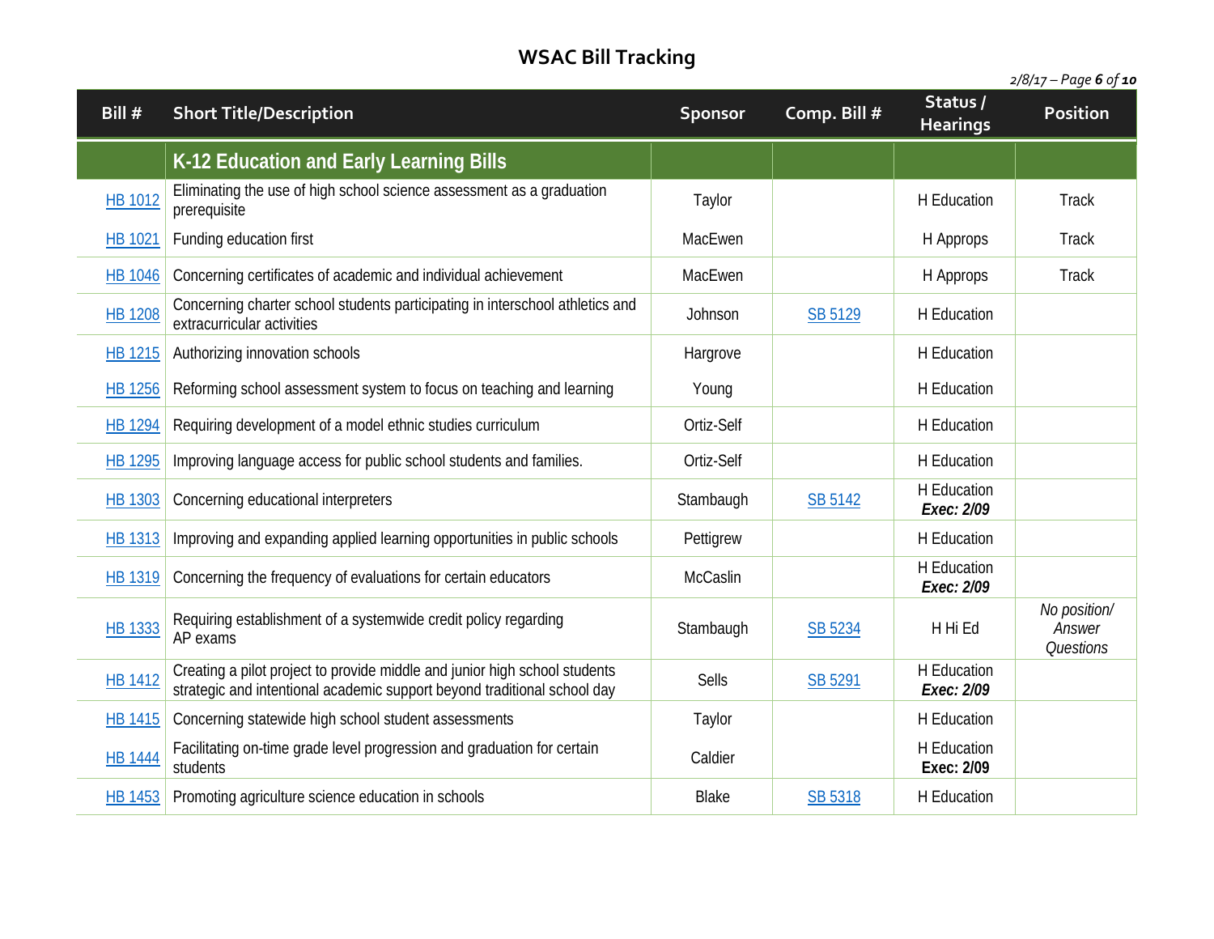# WSAC Bill Tracking

| Bill # | Short Title/Description | Sponsor | Comp. Bill # | Status / Hearings | Position |
|---|---|---|---|---|---|
| | **K-12 Education and Early Learning Bills** | | | | |
| HB 1012 | Eliminating the use of high school science assessment as a graduation prerequisite | Taylor | | H Education | Track |
| HB 1021 | Funding education first | MacEwen | | H Approps | Track |
| HB 1046 | Concerning certificates of academic and individual achievement | MacEwen | | H Approps | Track |
| HB 1208 | Concerning charter school students participating in interschool athletics and extracurricular activities | Johnson | SB 5129 | H Education | |
| HB 1215 | Authorizing innovation schools | Hargrove | | H Education | |
| HB 1256 | Reforming school assessment system to focus on teaching and learning | Young | | H Education | |
| HB 1294 | Requiring development of a model ethnic studies curriculum | Ortiz-Self | | H Education | |
| HB 1295 | Improving language access for public school students and families. | Ortiz-Self | | H Education | |
| HB 1303 | Concerning educational interpreters | Stambaugh | SB 5142 | H Education ***Exec: 2/09*** | |
| HB 1313 | Improving and expanding applied learning opportunities in public schools | Pettigrew | | H Education | |
| HB 1319 | Concerning the frequency of evaluations for certain educators | McCaslin | | H Education ***Exec: 2/09*** | |
| HB 1333 | Requiring establishment of a systemwide credit policy regarding AP exams | Stambaugh | SB 5234 | H Hi Ed | *No position/ Answer Questions* |
| HB 1412 | Creating a pilot project to provide middle and junior high school students strategic and intentional academic support beyond traditional school day | Sells | SB 5291 | H Education ***Exec: 2/09*** | |
| HB 1415 | Concerning statewide high school student assessments | Taylor | | H Education | |
| HB 1444 | Facilitating on-time grade level progression and graduation for certain students | Caldier | | H Education **Exec: 2/09** | |
| HB 1453 | Promoting agriculture science education in schools | Blake | SB 5318 | H Education | |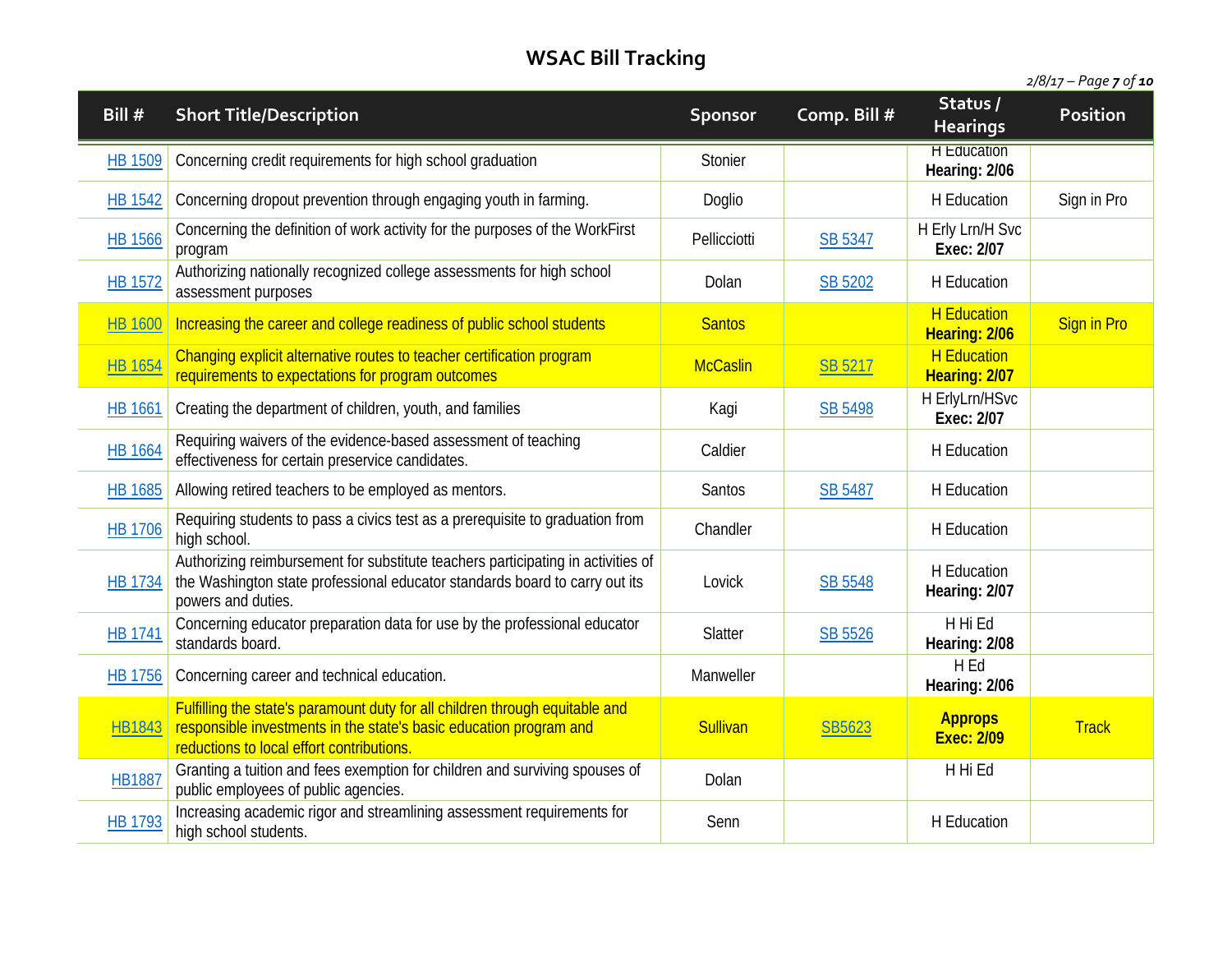# WSAC Bill Tracking

| Bill # | Short Title/Description | Sponsor | Comp. Bill # | Status / Hearings | Position |
|---|---|---|---|---|---|
| HB 1509 | Concerning credit requirements for high school graduation | Stonier | | H Education **Hearing: 2/06** | |
| HB 1542 | Concerning dropout prevention through engaging youth in farming. | Doglio | | H Education | Sign in Pro |
| HB 1566 | Concerning the definition of work activity for the purposes of the WorkFirst program | Pellicciotti | SB 5347 | H Erly Lrn/H Svc **Exec: 2/07** | |
| HB 1572 | Authorizing nationally recognized college assessments for high school assessment purposes | Dolan | SB 5202 | H Education | |
| HB 1600 | Increasing the career and college readiness of public school students | Santos | | H Education **Hearing: 2/06** | Sign in Pro |
| HB 1654 | Changing explicit alternative routes to teacher certification program requirements to expectations for program outcomes | McCaslin | SB 5217 | H Education **Hearing: 2/07** | |
| HB 1661 | Creating the department of children, youth, and families | Kagi | SB 5498 | H ErlyLrn/HSvc **Exec: 2/07** | |
| HB 1664 | Requiring waivers of the evidence-based assessment of teaching effectiveness for certain preservice candidates. | Caldier | | H Education | |
| HB 1685 | Allowing retired teachers to be employed as mentors. | Santos | SB 5487 | H Education | |
| HB 1706 | Requiring students to pass a civics test as a prerequisite to graduation from high school. | Chandler | | H Education | |
| HB 1734 | Authorizing reimbursement for substitute teachers participating in activities of the Washington state professional educator standards board to carry out its powers and duties. | Lovick | SB 5548 | H Education **Hearing: 2/07** | |
| HB 1741 | Concerning educator preparation data for use by the professional educator standards board. | Slatter | SB 5526 | H Hi Ed **Hearing: 2/08** | |
| HB 1756 | Concerning career and technical education. | Manweller | | H Ed **Hearing: 2/06** | |
| HB1843 | Fulfilling the state's paramount duty for all children through equitable and responsible investments in the state's basic education program and reductions to local effort contributions. | Sullivan | SB5623 | **Approps Exec: 2/09** | Track |
| HB1887 | Granting a tuition and fees exemption for children and surviving spouses of public employees of public agencies. | Dolan | | H Hi Ed | |
| HB 1793 | Increasing academic rigor and streamlining assessment requirements for high school students. | Senn | | H Education | |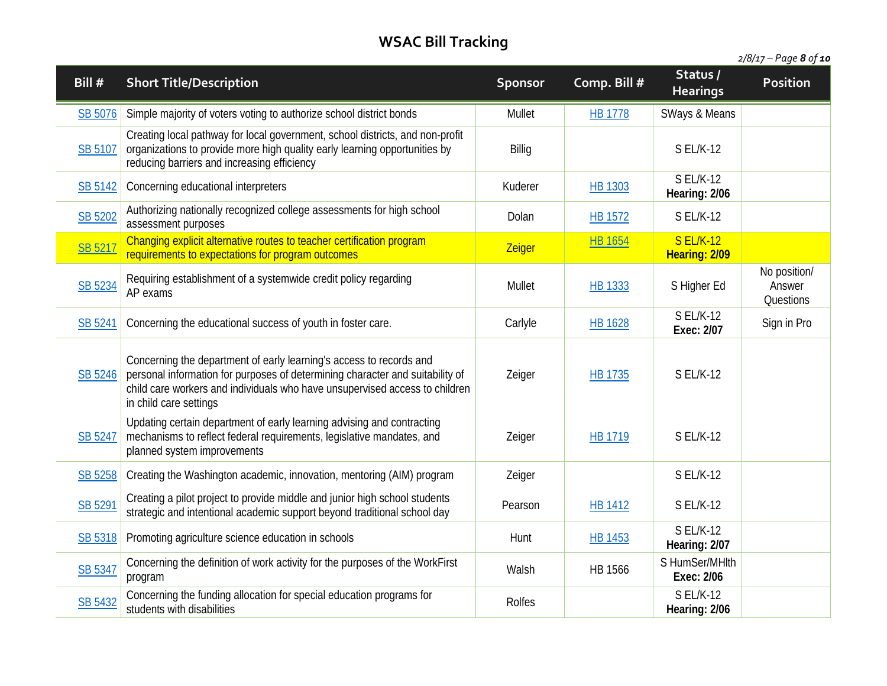# WSAC Bill Tracking

*2/8/17*

| Bill # | Short Title/Description | Sponsor | Comp. Bill # | Status / Hearings | Position |
|---|---|---|---|---|---|
| SB 5076 | Simple majority of voters voting to authorize school district bonds | Mullet | HB 1778 | SWays & Means | |
| SB 5107 | Creating local pathway for local government, school districts, and non-profit organizations to provide more high quality early learning opportunities by reducing barriers and increasing efficiency | Billig | | S EL/K-12 | |
| SB 5142 | Concerning educational interpreters | Kuderer | HB 1303 | S EL/K-12 **Hearing: 2/06** | |
| SB 5202 | Authorizing nationally recognized college assessments for high school assessment purposes | Dolan | HB 1572 | S EL/K-12 | |
| SB 5217 | Changing explicit alternative routes to teacher certification program requirements to expectations for program outcomes | Zeiger | HB 1654 | S EL/K-12 **Hearing: 2/09** | |
| SB 5234 | Requiring establishment of a systemwide credit policy regarding AP exams | Mullet | HB 1333 | S Higher Ed | No position/ Answer Questions |
| SB 5241 | Concerning the educational success of youth in foster care. | Carlyle | HB 1628 | S EL/K-12 **Exec: 2/07** | Sign in Pro |
| SB 5246 | Concerning the department of early learning's access to records and personal information for purposes of determining character and suitability of child care workers and individuals who have unsupervised access to children in child care settings | Zeiger | HB 1735 | S EL/K-12 | |
| SB 5247 | Updating certain department of early learning advising and contracting mechanisms to reflect federal requirements, legislative mandates, and planned system improvements | Zeiger | HB 1719 | S EL/K-12 | |
| SB 5258 | Creating the Washington academic, innovation, mentoring (AIM) program | Zeiger | | S EL/K-12 | |
| SB 5291 | Creating a pilot project to provide middle and junior high school students strategic and intentional academic support beyond traditional school day | Pearson | HB 1412 | S EL/K-12 | |
| SB 5318 | Promoting agriculture science education in schools | Hunt | HB 1453 | S EL/K-12 **Hearing: 2/07** | |
| SB 5347 | Concerning the definition of work activity for the purposes of the WorkFirst program | Walsh | HB 1566 | S HumSer/MHlth **Exec: 2/06** | |
| SB 5432 | Concerning the funding allocation for special education programs for students with disabilities | Rolfes | | S EL/K-12 **Hearing: 2/06** | |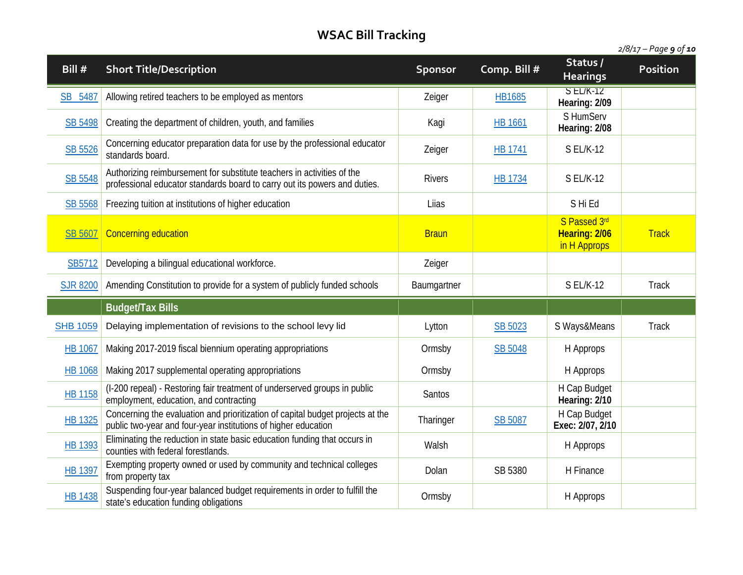# WSAC Bill Tracking

| Bill # | Short Title/Description | Sponsor | Comp. Bill # | Status / Hearings | Position |
|---|---|---|---|---|---|
| SB 5487 | Allowing retired teachers to be employed as mentors | Zeiger | HB1685 | S EL/K-12 **Hearing: 2/09** | |
| SB 5498 | Creating the department of children, youth, and families | Kagi | HB 1661 | S HumServ **Hearing: 2/08** | |
| SB 5526 | Concerning educator preparation data for use by the professional educator standards board. | Zeiger | HB 1741 | S EL/K-12 | |
| SB 5548 | Authorizing reimbursement for substitute teachers in activities of the professional educator standards board to carry out its powers and duties. | Rivers | HB 1734 | S EL/K-12 | |
| SB 5568 | Freezing tuition at institutions of higher education | Liias | | S Hi Ed | |
| SB 5607 | Concerning education | Braun | | S Passed 3rd **Hearing: 2/06** in H Approps | Track |
| SB5712 | Developing a bilingual educational workforce. | Zeiger | | | |
| SJR 8200 | Amending Constitution to provide for a system of publicly funded schools | Baumgartner | | S EL/K-12 | Track |
| | **Budget/Tax Bills** | | | | |
| SHB 1059 | Delaying implementation of revisions to the school levy lid | Lytton | SB 5023 | S Ways&Means | Track |
| HB 1067 | Making 2017-2019 fiscal biennium operating appropriations | Ormsby | SB 5048 | H Approps | |
| HB 1068 | Making 2017 supplemental operating appropriations | Ormsby | | H Approps | |
| HB 1158 | (I-200 repeal) - Restoring fair treatment of underserved groups in public employment, education, and contracting | Santos | | H Cap Budget **Hearing: 2/10** | |
| HB 1325 | Concerning the evaluation and prioritization of capital budget projects at the public two-year and four-year institutions of higher education | Tharinger | SB 5087 | H Cap Budget **Exec: 2/07, 2/10** | |
| HB 1393 | Eliminating the reduction in state basic education funding that occurs in counties with federal forestlands. | Walsh | | H Approps | |
| HB 1397 | Exempting property owned or used by community and technical colleges from property tax | Dolan | SB 5380 | H Finance | |
| HB 1438 | Suspending four-year balanced budget requirements in order to fulfill the state's education funding obligations | Ormsby | | H Approps | |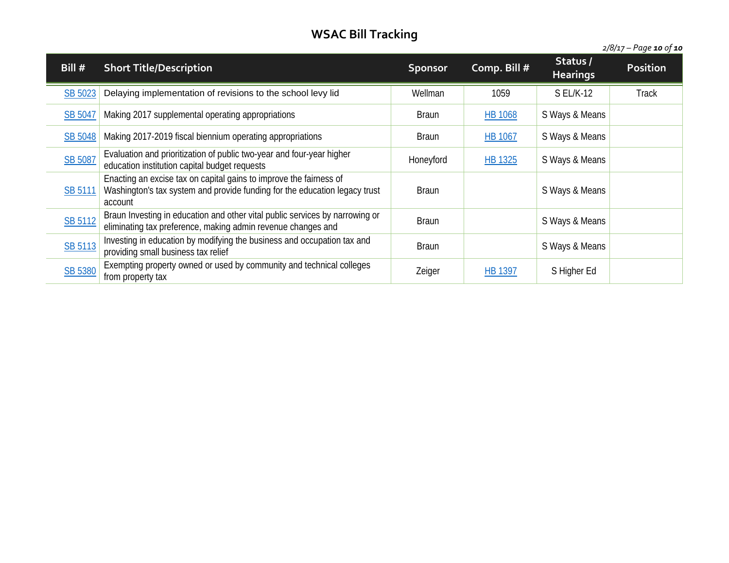# WSAC Bill Tracking

| Bill # | Short Title/Description | Sponsor | Comp. Bill # | Status / Hearings | Position |
|---|---|---|---|---|---|
| SB 5023 | Delaying implementation of revisions to the school levy lid | Wellman | 1059 | S EL/K-12 | Track |
| SB 5047 | Making 2017 supplemental operating appropriations | Braun | HB 1068 | S Ways & Means | |
| SB 5048 | Making 2017-2019 fiscal biennium operating appropriations | Braun | HB 1067 | S Ways & Means | |
| SB 5087 | Evaluation and prioritization of public two-year and four-year higher education institution capital budget requests | Honeyford | HB 1325 | S Ways & Means | |
| SB 5111 | Enacting an excise tax on capital gains to improve the fairness of Washington's tax system and provide funding for the education legacy trust account | Braun | | S Ways & Means | |
| SB 5112 | Braun Investing in education and other vital public services by narrowing or eliminating tax preference, making admin revenue changes and | Braun | | S Ways & Means | |
| SB 5113 | Investing in education by modifying the business and occupation tax and providing small business tax relief | Braun | | S Ways & Means | |
| SB 5380 | Exempting property owned or used by community and technical colleges from property tax | Zeiger | HB 1397 | S Higher Ed | |